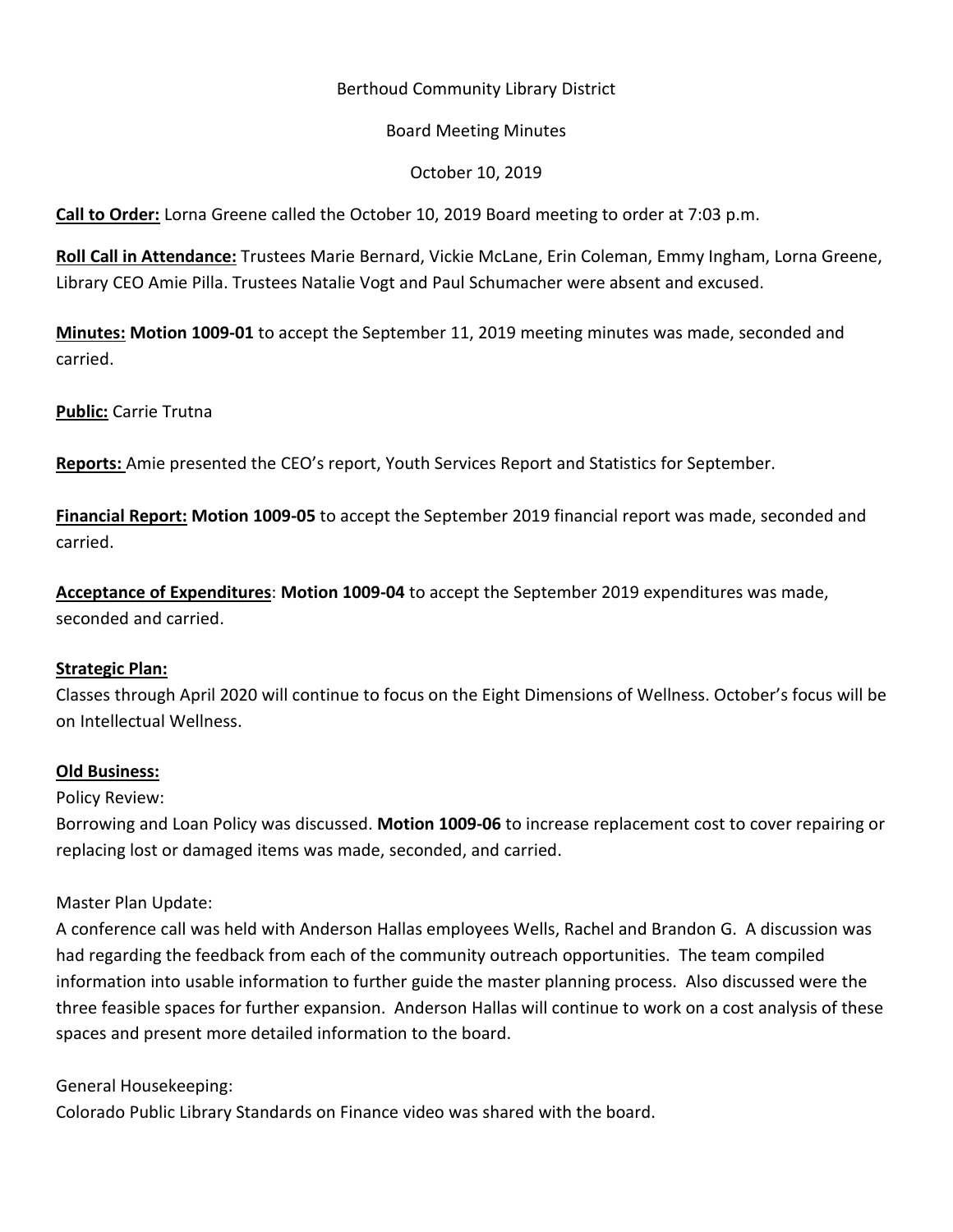Berthoud Community Library District

Board Meeting Minutes

October 10, 2019

**Call to Order:** Lorna Greene called the October 10, 2019 Board meeting to order at 7:03 p.m.

**Roll Call in Attendance:** Trustees Marie Bernard, Vickie McLane, Erin Coleman, Emmy Ingham, Lorna Greene, Library CEO Amie Pilla. Trustees Natalie Vogt and Paul Schumacher were absent and excused.

**Minutes:** **Motion 1009-01** to accept the September 11, 2019 meeting minutes was made, seconded and carried.

**Public:** Carrie Trutna

**Reports:** Amie presented the CEO's report, Youth Services Report and Statistics for September.

**Financial Report:** **Motion 1009-05** to accept the September 2019 financial report was made, seconded and carried.

**Acceptance of Expenditures**: **Motion 1009-04** to accept the September 2019 expenditures was made, seconded and carried.

**Strategic Plan:**

Classes through April 2020 will continue to focus on the Eight Dimensions of Wellness. October's focus will be on Intellectual Wellness.

**Old Business:**

Policy Review:

Borrowing and Loan Policy was discussed. **Motion 1009-06** to increase replacement cost to cover repairing or replacing lost or damaged items was made, seconded, and carried.

Master Plan Update:

A conference call was held with Anderson Hallas employees Wells, Rachel and Brandon G. A discussion was had regarding the feedback from each of the community outreach opportunities. The team compiled information into usable information to further guide the master planning process. Also discussed were the three feasible spaces for further expansion. Anderson Hallas will continue to work on a cost analysis of these spaces and present more detailed information to the board.

General Housekeeping:

Colorado Public Library Standards on Finance video was shared with the board.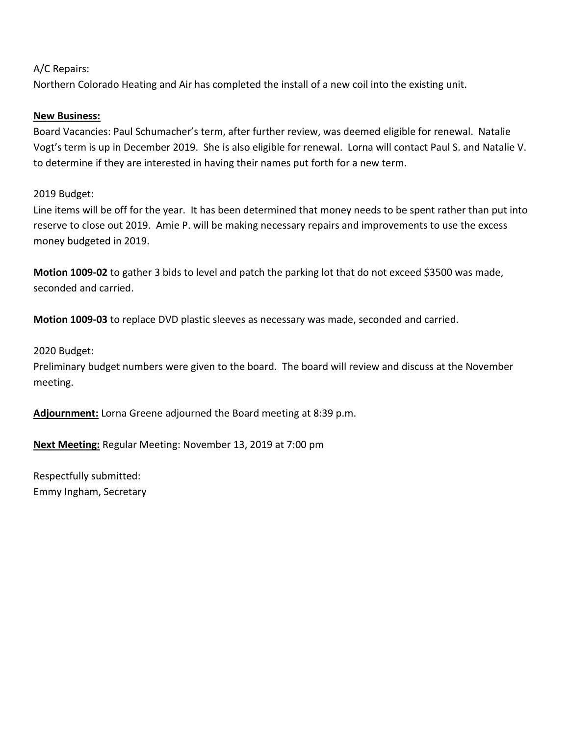A/C Repairs:
Northern Colorado Heating and Air has completed the install of a new coil into the existing unit.

**New Business:**
Board Vacancies: Paul Schumacher's term, after further review, was deemed eligible for renewal. Natalie Vogt's term is up in December 2019. She is also eligible for renewal. Lorna will contact Paul S. and Natalie V. to determine if they are interested in having their names put forth for a new term.

2019 Budget:
Line items will be off for the year. It has been determined that money needs to be spent rather than put into reserve to close out 2019. Amie P. will be making necessary repairs and improvements to use the excess money budgeted in 2019.

**Motion 1009-02** to gather 3 bids to level and patch the parking lot that do not exceed $3500 was made, seconded and carried.

**Motion 1009-03** to replace DVD plastic sleeves as necessary was made, seconded and carried.

2020 Budget:
Preliminary budget numbers were given to the board. The board will review and discuss at the November meeting.

**Adjournment:** Lorna Greene adjourned the Board meeting at 8:39 p.m.

**Next Meeting:** Regular Meeting: November 13, 2019 at 7:00 pm

Respectfully submitted:
Emmy Ingham, Secretary